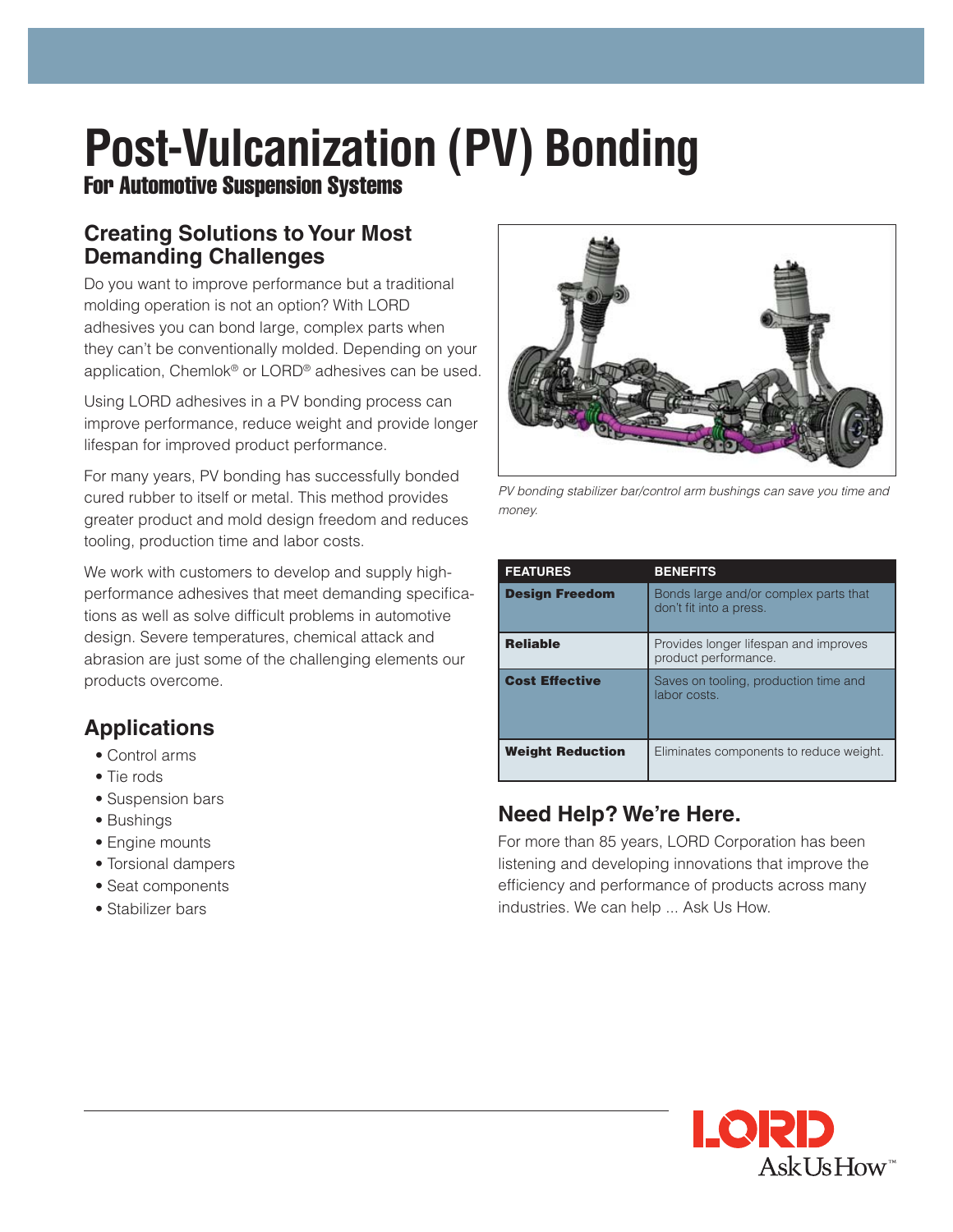# Post-Vulcanization (PV) Bonding

## For Automotive Suspension Systems

### Creating Solutions to Your Most Demanding Challenges

Do you want to improve performance but a traditional molding operation is not an option? With LORD adhesives you can bond large, complex parts when they can't be conventionally molded. Depending on your application, Chemlok® or LORD® adhesives can be used.

Using LORD adhesives in a PV bonding process can improve performance, reduce weight and provide longer lifespan for improved product performance.

For many years, PV bonding has successfully bonded cured rubber to itself or metal. This method provides greater product and mold design freedom and reduces tooling, production time and labor costs.

We work with customers to develop and supply high-performance adhesives that meet demanding specifications as well as solve difficult problems in automotive design. Severe temperatures, chemical attack and abrasion are just some of the challenging elements our products overcome.

### Applications

- Control arms
- Tie rods
- Suspension bars
- Bushings
- Engine mounts
- Torsional dampers
- Seat components
- Stabilizer bars

*PV bonding stabilizer bar/control arm bushings can save you time and money.*

| FEATURES | BENEFITS |
| --- | --- |
| **Design Freedom** | Bonds large and/or complex parts that don't fit into a press. |
| **Reliable** | Provides longer lifespan and improves product performance. |
| **Cost Effective** | Saves on tooling, production time and labor costs. |
| **Weight Reduction** | Eliminates components to reduce weight. |

### Need Help? We're Here.

For more than 85 years, LORD Corporation has been listening and developing innovations that improve the efficiency and performance of products across many industries. We can help ... Ask Us How.

LORD AskUsHow™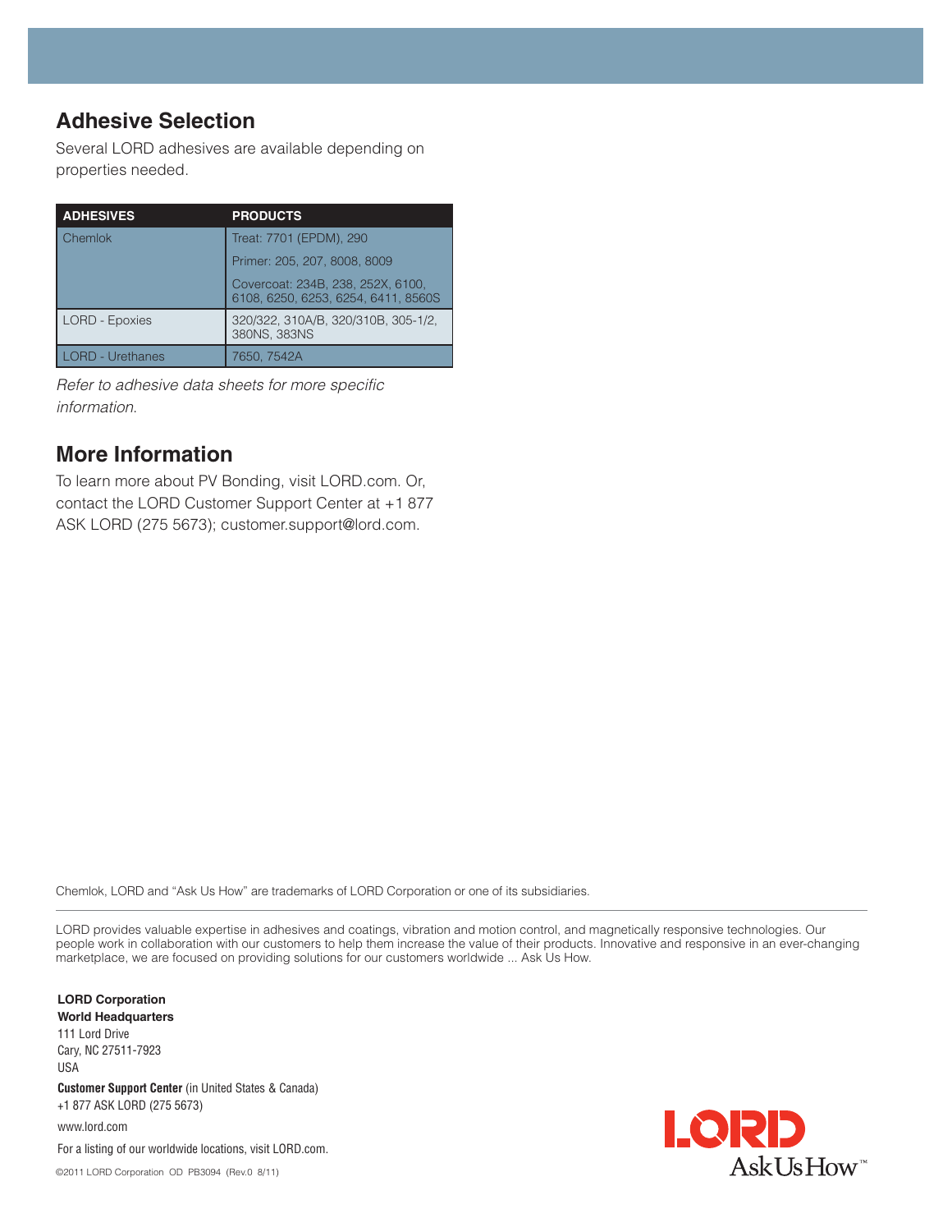## Adhesive Selection

Several LORD adhesives are available depending on properties needed.

| ADHESIVES | PRODUCTS |
|---|---|
| Chemlok | Treat: 7701 (EPDM), 290 |
| | Primer: 205, 207, 8008, 8009 |
| | Covercoat: 234B, 238, 252X, 6100, 6108, 6250, 6253, 6254, 6411, 8560S |
| LORD - Epoxies | 320/322, 310A/B, 320/310B, 305-1/2, 380NS, 383NS |
| LORD - Urethanes | 7650, 7542A |

*Refer to adhesive data sheets for more specific information.*

## More Information

To learn more about PV Bonding, visit LORD.com. Or, contact the LORD Customer Support Center at +1 877 ASK LORD (275 5673); customer.support@lord.com.

Chemlok, LORD and "Ask Us How" are trademarks of LORD Corporation or one of its subsidiaries.

LORD provides valuable expertise in adhesives and coatings, vibration and motion control, and magnetically responsive technologies. Our people work in collaboration with our customers to help them increase the value of their products. Innovative and responsive in an ever-changing marketplace, we are focused on providing solutions for our customers worldwide ... Ask Us How.

**LORD Corporation**
**World Headquarters**
111 Lord Drive
Cary, NC 27511-7923
USA

**Customer Support Center** (in United States & Canada)
+1 877 ASK LORD (275 5673)

www.lord.com

For a listing of our worldwide locations, visit LORD.com.

©2011 LORD Corporation OD PB3094 (Rev.0 8/11)

LORD
Ask Us How™